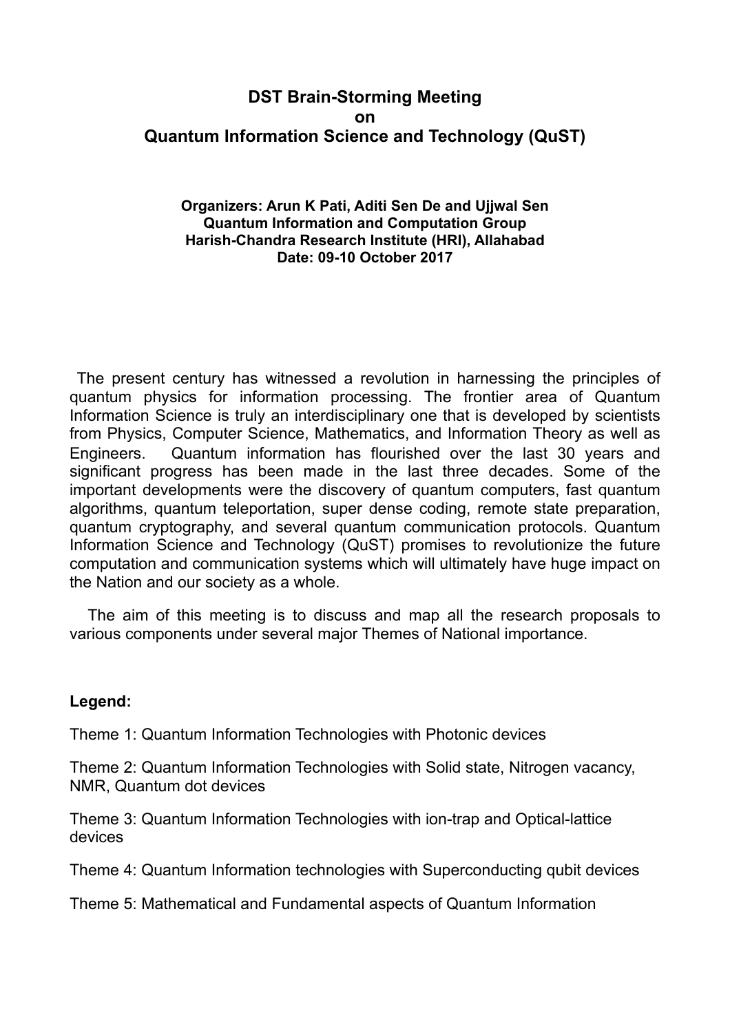# DST Brain-Storming Meeting
# on
# Quantum Information Science and Technology (QuST)

**Organizers: Arun K Pati, Aditi Sen De and Ujjwal Sen**
**Quantum Information and Computation Group**
**Harish-Chandra Research Institute (HRI), Allahabad**
**Date: 09-10 October 2017**

The present century has witnessed a revolution in harnessing the principles of quantum physics for information processing. The frontier area of Quantum Information Science is truly an interdisciplinary one that is developed by scientists from Physics, Computer Science, Mathematics, and Information Theory as well as Engineers. Quantum information has flourished over the last 30 years and significant progress has been made in the last three decades. Some of the important developments were the discovery of quantum computers, fast quantum algorithms, quantum teleportation, super dense coding, remote state preparation, quantum cryptography, and several quantum communication protocols. Quantum Information Science and Technology (QuST) promises to revolutionize the future computation and communication systems which will ultimately have huge impact on the Nation and our society as a whole.

The aim of this meeting is to discuss and map all the research proposals to various components under several major Themes of National importance.

**Legend:**

Theme 1: Quantum Information Technologies with Photonic devices

Theme 2: Quantum Information Technologies with Solid state, Nitrogen vacancy, NMR, Quantum dot devices

Theme 3: Quantum Information Technologies with ion-trap and Optical-lattice devices

Theme 4: Quantum Information technologies with Superconducting qubit devices

Theme 5: Mathematical and Fundamental aspects of Quantum Information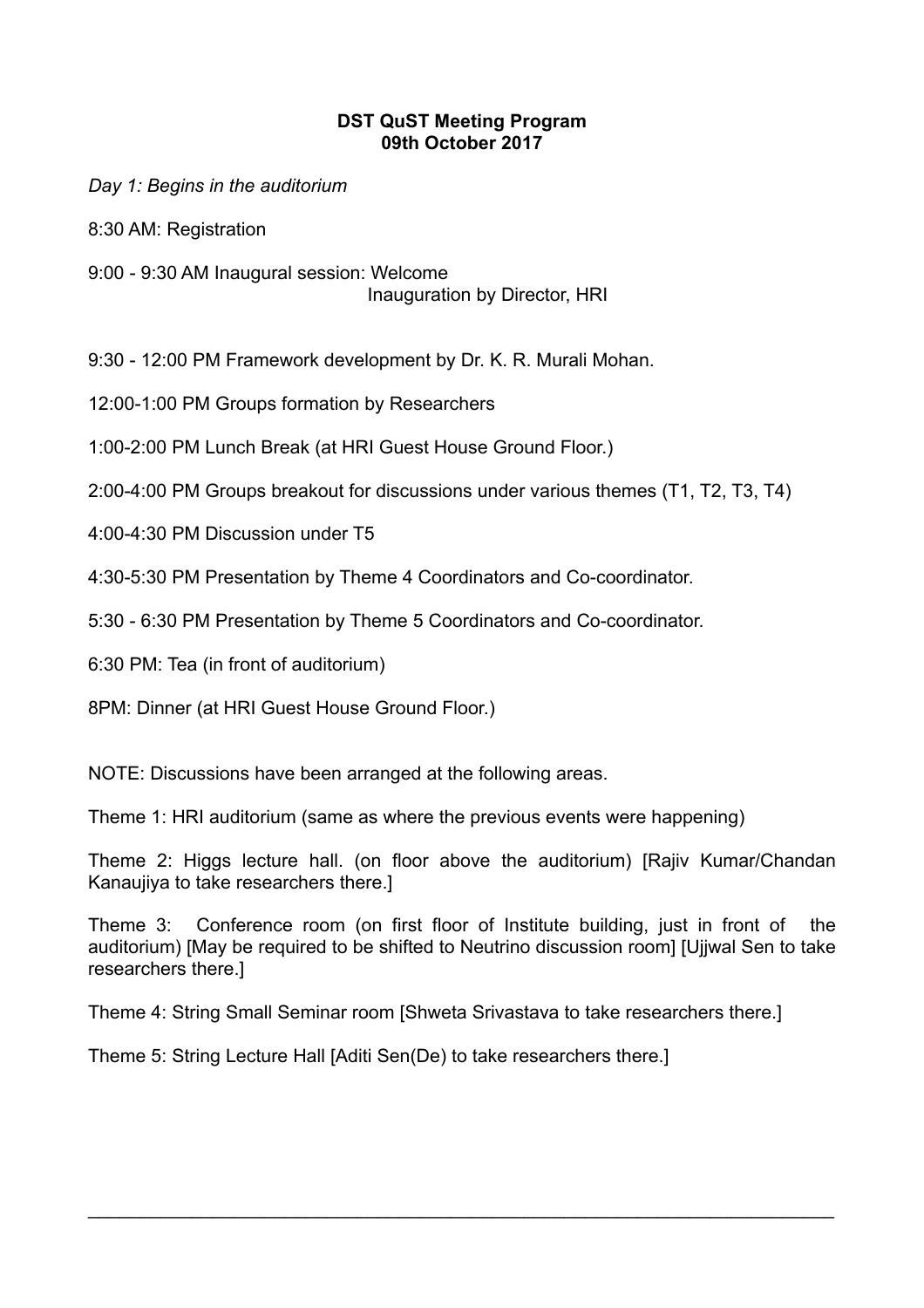**DST QuST Meeting Program**
**09th October 2017**

*Day 1: Begins in the auditorium*

8:30 AM: Registration

9:00 - 9:30 AM Inaugural session: Welcome
Inauguration by Director, HRI

9:30 - 12:00 PM Framework development by Dr. K. R. Murali Mohan.

12:00-1:00 PM Groups formation by Researchers

1:00-2:00 PM Lunch Break (at HRI Guest House Ground Floor.)

2:00-4:00 PM Groups breakout for discussions under various themes (T1, T2, T3, T4)

4:00-4:30 PM Discussion under T5

4:30-5:30 PM Presentation by Theme 4 Coordinators and Co-coordinator.

5:30 - 6:30 PM Presentation by Theme 5 Coordinators and Co-coordinator.

6:30 PM: Tea (in front of auditorium)

8PM: Dinner (at HRI Guest House Ground Floor.)

NOTE: Discussions have been arranged at the following areas.

Theme 1: HRI auditorium (same as where the previous events were happening)

Theme 2: Higgs lecture hall. (on floor above the auditorium) [Rajiv Kumar/Chandan Kanaujiya to take researchers there.]

Theme 3: Conference room (on first floor of Institute building, just in front of the auditorium) [May be required to be shifted to Neutrino discussion room] [Ujjwal Sen to take researchers there.]

Theme 4: String Small Seminar room [Shweta Srivastava to take researchers there.]

Theme 5: String Lecture Hall [Aditi Sen(De) to take researchers there.]

---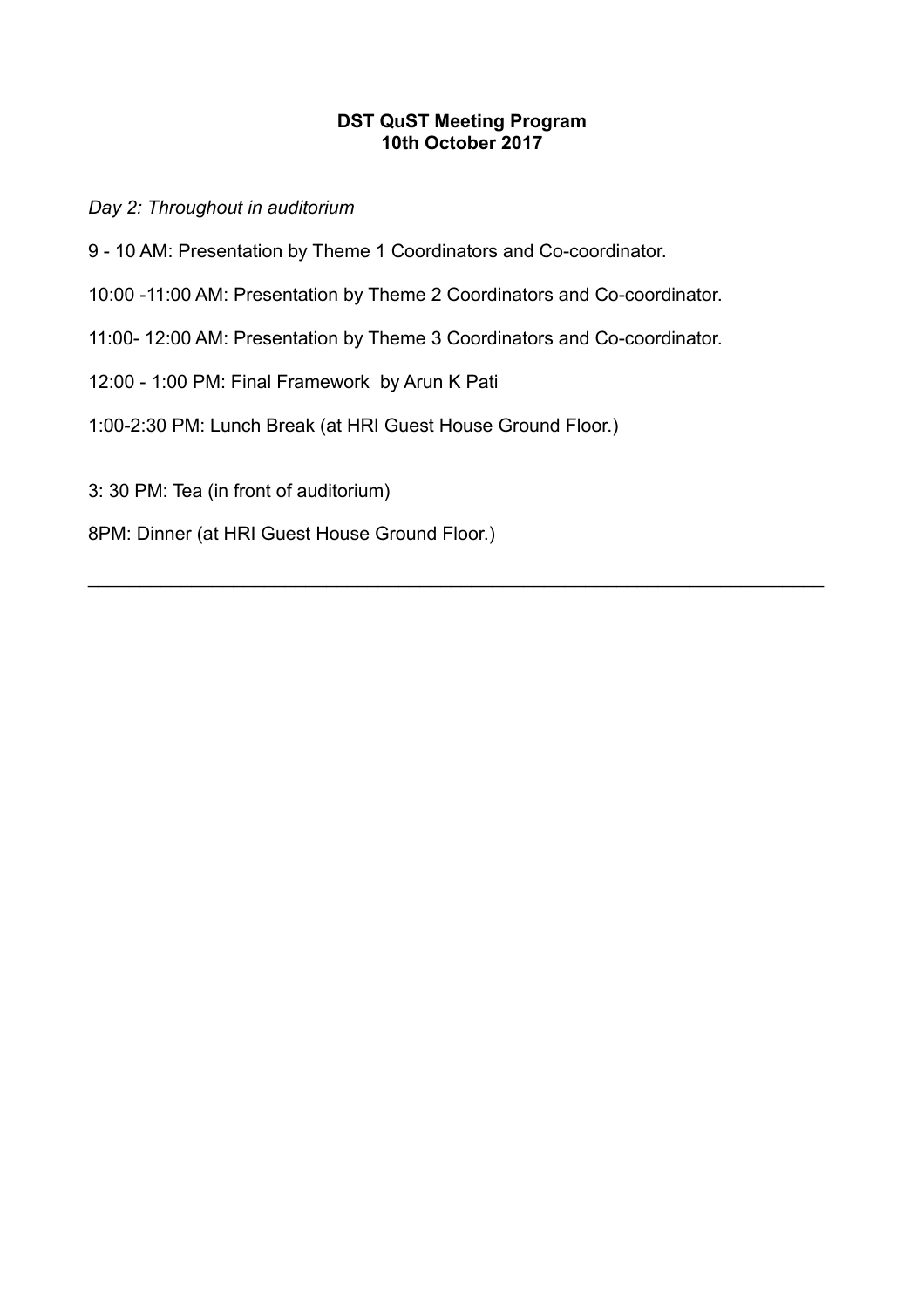**DST QuST Meeting Program**
**10th October 2017**

*Day 2: Throughout in auditorium*

9 - 10 AM: Presentation by Theme 1 Coordinators and Co-coordinator.

10:00 -11:00 AM: Presentation by Theme 2 Coordinators and Co-coordinator.

11:00- 12:00 AM: Presentation by Theme 3 Coordinators and Co-coordinator.

12:00 - 1:00 PM: Final Framework by Arun K Pati

1:00-2:30 PM: Lunch Break (at HRI Guest House Ground Floor.)

3: 30 PM: Tea (in front of auditorium)

8PM: Dinner (at HRI Guest House Ground Floor.)

---